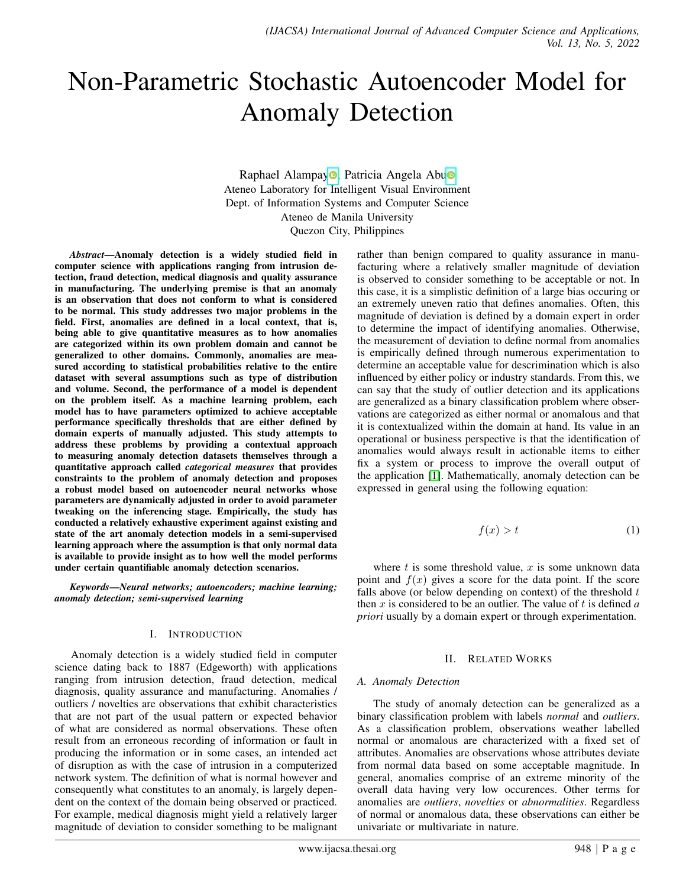# Non-Parametric Stochastic Autoencoder Model for Anomaly Detection

Raphael Alampay, Patricia Angela Abu
Ateneo Laboratory for Intelligent Visual Environment
Dept. of Information Systems and Computer Science
Ateneo de Manila University
Quezon City, Philippines

***Abstract*—Anomaly detection is a widely studied field in computer science with applications ranging from intrusion detection, fraud detection, medical diagnosis and quality assurance in manufacturing. The underlying premise is that an anomaly is an observation that does not conform to what is considered to be normal. This study addresses two major problems in the field. First, anomalies are defined in a local context, that is, being able to give quantitative measures as to how anomalies are categorized within its own problem domain and cannot be generalized to other domains. Commonly, anomalies are measured according to statistical probabilities relative to the entire dataset with several assumptions such as type of distribution and volume. Second, the performance of a model is dependent on the problem itself. As a machine learning problem, each model has to have parameters optimized to achieve acceptable performance specifically thresholds that are either defined by domain experts of manually adjusted. This study attempts to address these problems by providing a contextual approach to measuring anomaly detection datasets themselves through a quantitative approach called *categorical measures* that provides constraints to the problem of anomaly detection and proposes a robust model based on autoencoder neural networks whose parameters are dynamically adjusted in order to avoid parameter tweaking on the inferencing stage. Empirically, the study has conducted a relatively exhaustive experiment against existing and state of the art anomaly detection models in a semi-supervised learning approach where the assumption is that only normal data is available to provide insight as to how well the model performs under certain quantifiable anomaly detection scenarios.**

***Keywords*—*Neural networks; autoencoders; machine learning; anomaly detection; semi-supervised learning***

## I. Introduction

Anomaly detection is a widely studied field in computer science dating back to 1887 (Edgeworth) with applications ranging from intrusion detection, fraud detection, medical diagnosis, quality assurance and manufacturing. Anomalies / outliers / novelties are observations that exhibit characteristics that are not part of the usual pattern or expected behavior of what are considered as normal observations. These often result from an erroneous recording of information or fault in producing the information or in some cases, an intended act of disruption as with the case of intrusion in a computerized network system. The definition of what is normal however and consequently what constitutes to an anomaly, is largely dependent on the context of the domain being observed or practiced. For example, medical diagnosis might yield a relatively larger magnitude of deviation to consider something to be malignant rather than benign compared to quality assurance in manufacturing where a relatively smaller magnitude of deviation is observed to consider something to be acceptable or not. In this case, it is a simplistic definition of a large bias occuring or an extremely uneven ratio that defines anomalies. Often, this magnitude of deviation is defined by a domain expert in order to determine the impact of identifying anomalies. Otherwise, the measurement of deviation to define normal from anomalies is empirically defined through numerous experimentation to determine an acceptable value for descrimination which is also influenced by either policy or industry standards. From this, we can say that the study of outlier detection and its applications are generalized as a binary classification problem where observations are categorized as either normal or anomalous and that it is contextualized within the domain at hand. Its value in an operational or business perspective is that the identification of anomalies would always result in actionable items to either fix a system or process to improve the overall output of the application [1]. Mathematically, anomaly detection can be expressed in general using the following equation:

$$f(x) > t \tag{1}$$

where $t$ is some threshold value, $x$ is some unknown data point and $f(x)$ gives a score for the data point. If the score falls above (or below depending on context) of the threshold $t$ then $x$ is considered to be an outlier. The value of $t$ is defined *a priori* usually by a domain expert or through experimentation.

## II. Related Works

### A. Anomaly Detection

The study of anomaly detection can be generalized as a binary classification problem with labels *normal* and *outliers*. As a classification problem, observations weather labelled normal or anomalous are characterized with a fixed set of attributes. Anomalies are observations whose attributes deviate from normal data based on some acceptable magnitude. In general, anomalies comprise of an extreme minority of the overall data having very low occurences. Other terms for anomalies are *outliers*, *novelties* or *abnormalities*. Regardless of normal or anomalous data, these observations can either be univariate or multivariate in nature.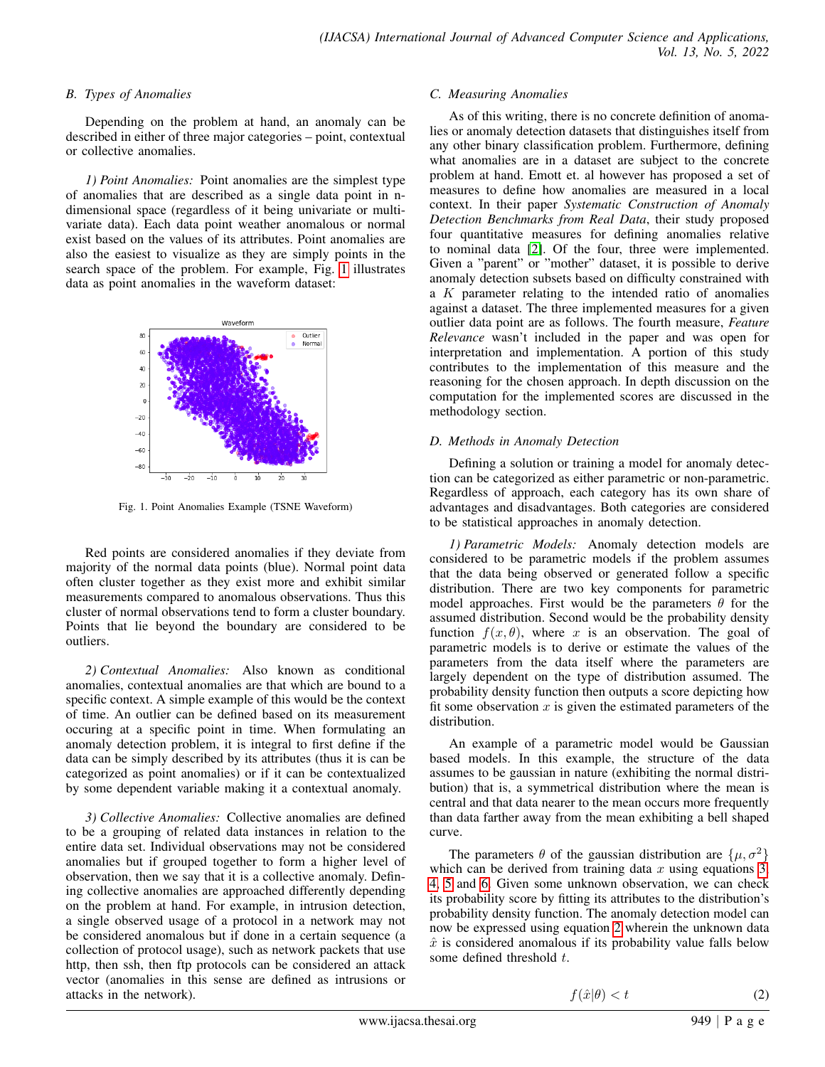### B. Types of Anomalies

Depending on the problem at hand, an anomaly can be described in either of three major categories – point, contextual or collective anomalies.

*1) Point Anomalies:* Point anomalies are the simplest type of anomalies that are described as a single data point in n-dimensional space (regardless of it being univariate or multi-variate data). Each data point weather anomalous or normal exist based on the values of its attributes. Point anomalies are also the easiest to visualize as they are simply points in the search space of the problem. For example, Fig. 1 illustrates data as point anomalies in the waveform dataset:

Fig. 1. Point Anomalies Example (TSNE Waveform)

Red points are considered anomalies if they deviate from majority of the normal data points (blue). Normal point data often cluster together as they exist more and exhibit similar measurements compared to anomalous observations. Thus this cluster of normal observations tend to form a cluster boundary. Points that lie beyond the boundary are considered to be outliers.

*2) Contextual Anomalies:* Also known as conditional anomalies, contextual anomalies are that which are bound to a specific context. A simple example of this would be the context of time. An outlier can be defined based on its measurement occuring at a specific point in time. When formulating an anomaly detection problem, it is integral to first define if the data can be simply described by its attributes (thus it is can be categorized as point anomalies) or if it can be contextualized by some dependent variable making it a contextual anomaly.

*3) Collective Anomalies:* Collective anomalies are defined to be a grouping of related data instances in relation to the entire data set. Individual observations may not be considered anomalies but if grouped together to form a higher level of observation, then we say that it is a collective anomaly. Defining collective anomalies are approached differently depending on the problem at hand. For example, in intrusion detection, a single observed usage of a protocol in a network may not be considered anomalous but if done in a certain sequence (a collection of protocol usage), such as network packets that use http, then ssh, then ftp protocols can be considered an attack vector (anomalies in this sense are defined as intrusions or attacks in the network).

### C. Measuring Anomalies

As of this writing, there is no concrete definition of anomalies or anomaly detection datasets that distinguishes itself from any other binary classification problem. Furthermore, defining what anomalies are in a dataset are subject to the concrete problem at hand. Emott et. al however has proposed a set of measures to define how anomalies are measured in a local context. In their paper *Systematic Construction of Anomaly Detection Benchmarks from Real Data*, their study proposed four quantitative measures for defining anomalies relative to nominal data [2]. Of the four, three were implemented. Given a "parent" or "mother" dataset, it is possible to derive anomaly detection subsets based on difficulty constrained with a $K$ parameter relating to the intended ratio of anomalies against a dataset. The three implemented measures for a given outlier data point are as follows. The fourth measure, *Feature Relevance* wasn't included in the paper and was open for interpretation and implementation. A portion of this study contributes to the implementation of this measure and the reasoning for the chosen approach. In depth discussion on the computation for the implemented scores are discussed in the methodology section.

### D. Methods in Anomaly Detection

Defining a solution or training a model for anomaly detection can be categorized as either parametric or non-parametric. Regardless of approach, each category has its own share of advantages and disadvantages. Both categories are considered to be statistical approaches in anomaly detection.

*1) Parametric Models:* Anomaly detection models are considered to be parametric models if the problem assumes that the data being observed or generated follow a specific distribution. There are two key components for parametric model approaches. First would be the parameters $\theta$ for the assumed distribution. Second would be the probability density function $f(x, \theta)$, where $x$ is an observation. The goal of parametric models is to derive or estimate the values of the parameters from the data itself where the parameters are largely dependent on the type of distribution assumed. The probability density function then outputs a score depicting how fit some observation $x$ is given the estimated parameters of the distribution.

An example of a parametric model would be Gaussian based models. In this example, the structure of the data assumes to be gaussian in nature (exhibiting the normal distribution) that is, a symmetrical distribution where the mean is central and that data nearer to the mean occurs more frequently than data farther away from the mean exhibiting a bell shaped curve.

The parameters $\theta$ of the gaussian distribution are $\{\mu, \sigma^2\}$ which can be derived from training data $x$ using equations 3, 4, 5 and 6. Given some unknown observation, we can check its probability score by fitting its attributes to the distribution's probability density function. The anomaly detection model can now be expressed using equation 2 wherein the unknown data $\hat{x}$ is considered anomalous if its probability value falls below some defined threshold $t$.

$$f(\hat{x}|\theta) < t \tag{2}$$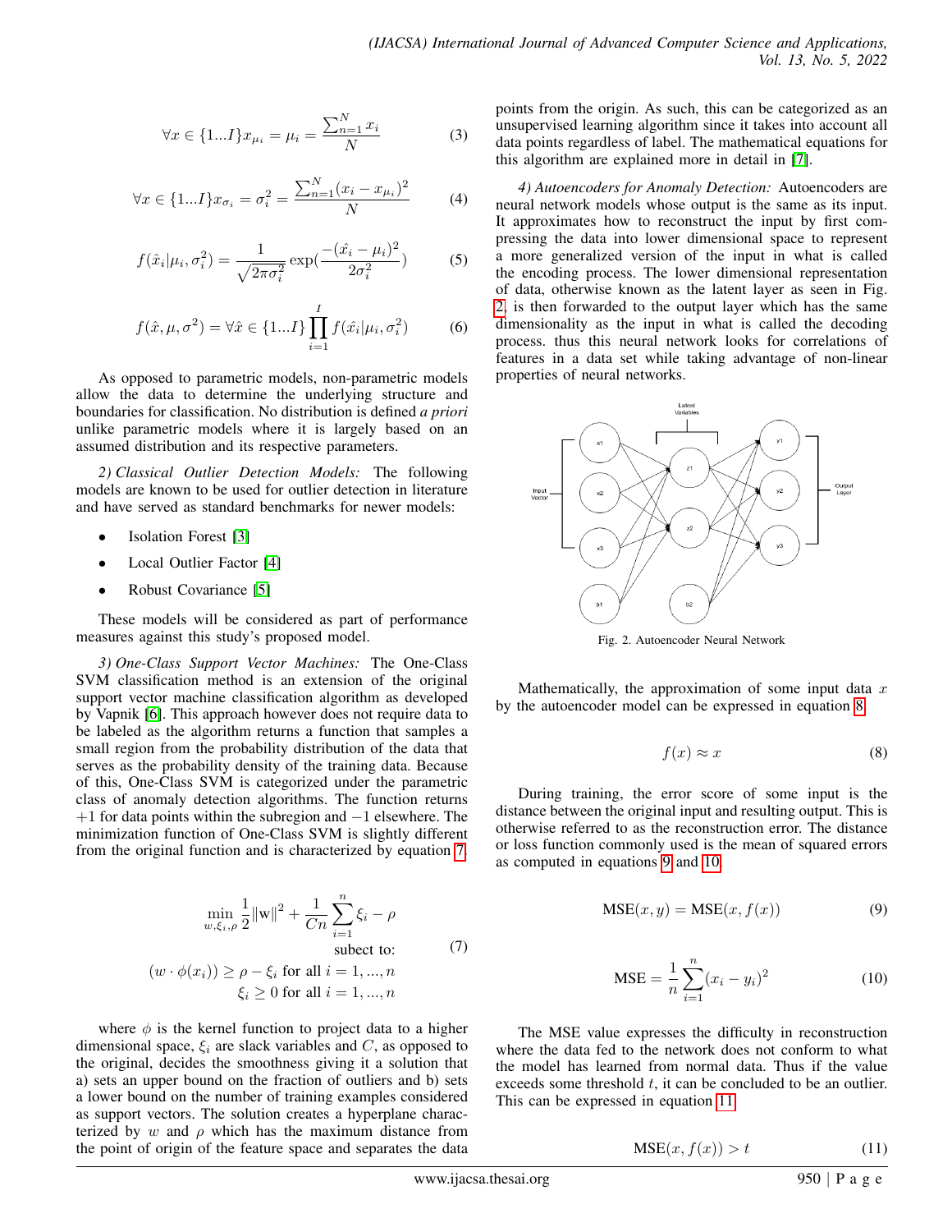$$\forall x \in \{1...I\} x_{\mu_i} = \mu_i = \frac{\sum_{n=1}^{N} x_i}{N} \tag{3}$$

$$\forall x \in \{1...I\} x_{\sigma_i} = \sigma_i^2 = \frac{\sum_{n=1}^{N} (x_i - x_{\mu_i})^2}{N} \tag{4}$$

$$f(\hat{x}_i | \mu_i, \sigma_i^2) = \frac{1}{\sqrt{2\pi\sigma_i^2}} \exp(\frac{-(\hat{x_i} - \mu_i)^2}{2\sigma_i^2}) \tag{5}$$

$$f(\hat{x}, \mu, \sigma^2) = \forall \hat{x} \in \{1...I\} \prod_{i=1}^{I} f(\hat{x_i} | \mu_i, \sigma_i^2) \tag{6}$$

As opposed to parametric models, non-parametric models allow the data to determine the underlying structure and boundaries for classification. No distribution is defined *a priori* unlike parametric models where it is largely based on an assumed distribution and its respective parameters.

*2) Classical Outlier Detection Models:* The following models are known to be used for outlier detection in literature and have served as standard benchmarks for newer models:

- Isolation Forest [3]
- Local Outlier Factor [4]
- Robust Covariance [5]

These models will be considered as part of performance measures against this study's proposed model.

*3) One-Class Support Vector Machines:* The One-Class SVM classification method is an extension of the original support vector machine classification algorithm as developed by Vapnik [6]. This approach however does not require data to be labeled as the algorithm returns a function that samples a small region from the probability distribution of the data that serves as the probability density of the training data. Because of this, One-Class SVM is categorized under the parametric class of anomaly detection algorithms. The function returns $+1$ for data points within the subregion and $-1$ elsewhere. The minimization function of One-Class SVM is slightly different from the original function and is characterized by equation 7.

$$\begin{aligned} \min_{w,\xi_i,\rho} \frac{1}{2}\|\mathrm{w}\|^2 + \frac{1}{Cn}\sum_{i=1}^{n} \xi_i - \rho \\ \text{subect to:} \\ (w \cdot \phi(x_i)) \geq \rho - \xi_i \text{ for all } i = 1, ..., n \\ \xi_i \geq 0 \text{ for all } i = 1, ..., n \end{aligned} \tag{7}$$

where $\phi$ is the kernel function to project data to a higher dimensional space, $\xi_i$ are slack variables and $C$, as opposed to the original, decides the smoothness giving it a solution that a) sets an upper bound on the fraction of outliers and b) sets a lower bound on the number of training examples considered as support vectors. The solution creates a hyperplane characterized by $w$ and $\rho$ which has the maximum distance from the point of origin of the feature space and separates the data points from the origin. As such, this can be categorized as an unsupervised learning algorithm since it takes into account all data points regardless of label. The mathematical equations for this algorithm are explained more in detail in [7].

*4) Autoencoders for Anomaly Detection:* Autoencoders are neural network models whose output is the same as its input. It approximates how to reconstruct the input by first compressing the data into lower dimensional space to represent a more generalized version of the input in what is called the encoding process. The lower dimensional representation of data, otherwise known as the latent layer as seen in Fig. 2, is then forwarded to the output layer which has the same dimensionality as the input in what is called the decoding process. thus this neural network looks for correlations of features in a data set while taking advantage of non-linear properties of neural networks.

Fig. 2. Autoencoder Neural Network

Mathematically, the approximation of some input data $x$ by the autoencoder model can be expressed in equation 8.

$$f(x) \approx x \tag{8}$$

During training, the error score of some input is the distance between the original input and resulting output. This is otherwise referred to as the reconstruction error. The distance or loss function commonly used is the mean of squared errors as computed in equations 9 and 10.

$$\text{MSE}(x, y) = \text{MSE}(x, f(x)) \tag{9}$$

$$\text{MSE} = \frac{1}{n}\sum_{i=1}^{n}(x_i - y_i)^2 \tag{10}$$

The MSE value expresses the difficulty in reconstruction where the data fed to the network does not conform to what the model has learned from normal data. Thus if the value exceeds some threshold $t$, it can be concluded to be an outlier. This can be expressed in equation 11.

$$\text{MSE}(x, f(x)) > t \tag{11}$$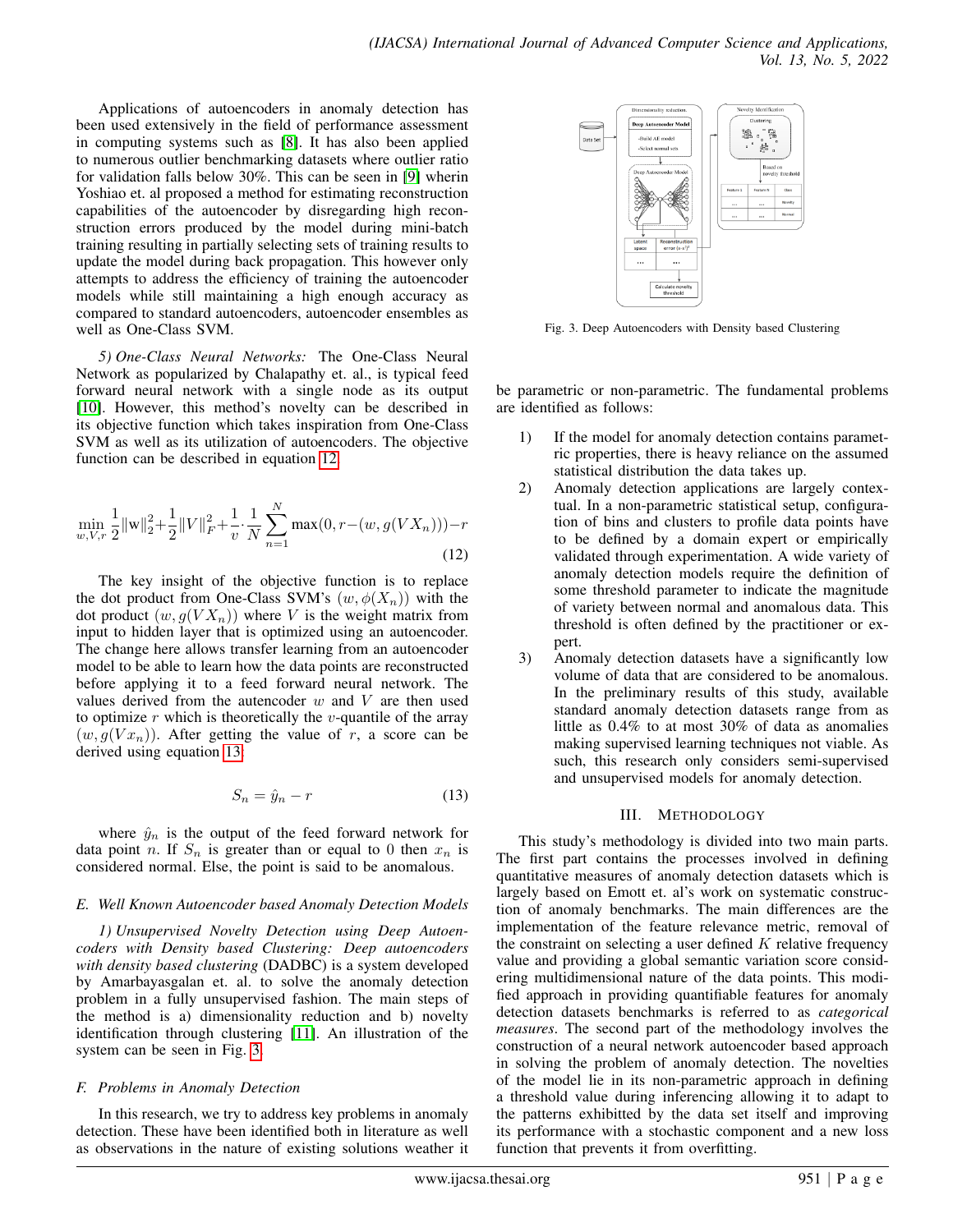Applications of autoencoders in anomaly detection has been used extensively in the field of performance assessment in computing systems such as [8]. It has also been applied to numerous outlier benchmarking datasets where outlier ratio for validation falls below 30%. This can be seen in [9] wherin Yoshiao et. al proposed a method for estimating reconstruction capabilities of the autoencoder by disregarding high reconstruction errors produced by the model during mini-batch training resulting in partially selecting sets of training results to update the model during back propagation. This however only attempts to address the efficiency of training the autoencoder models while still maintaining a high enough accuracy as compared to standard autoencoders, autoencoder ensembles as well as One-Class SVM.

*5) One-Class Neural Networks:* The One-Class Neural Network as popularized by Chalapathy et. al., is typical feed forward neural network with a single node as its output [10]. However, this method's novelty can be described in its objective function which takes inspiration from One-Class SVM as well as its utilization of autoencoders. The objective function can be described in equation 12.

$$\min_{w,V,r} \frac{1}{2}\|\mathrm{w}\|_2^2 + \frac{1}{2}\|V\|_F^2 + \frac{1}{v} \cdot \frac{1}{N} \sum_{n=1}^{N} \max(0, r - (w, g(VX_n))) - r \tag{12}$$

The key insight of the objective function is to replace the dot product from One-Class SVM's $(w, \phi(X_n))$ with the dot product $(w, g(VX_n))$ where $V$ is the weight matrix from input to hidden layer that is optimized using an autoencoder. The change here allows transfer learning from an autoencoder model to be able to learn how the data points are reconstructed before applying it to a feed forward neural network. The values derived from the autencoder $w$ and $V$ are then used to optimize $r$ which is theoretically the $v$-quantile of the array $(w, g(Vx_n))$. After getting the value of $r$, a score can be derived using equation 13:

$$S_n = \hat{y}_n - r \tag{13}$$

where $\hat{y}_n$ is the output of the feed forward network for data point $n$. If $S_n$ is greater than or equal to 0 then $x_n$ is considered normal. Else, the point is said to be anomalous.

### E. Well Known Autoencoder based Anomaly Detection Models

*1) Unsupervised Novelty Detection using Deep Autoencoders with Density based Clustering: Deep autoencoders with density based clustering* (DADBC) is a system developed by Amarbayasgalan et. al. to solve the anomaly detection problem in a fully unsupervised fashion. The main steps of the method is a) dimensionality reduction and b) novelty identification through clustering [11]. An illustration of the system can be seen in Fig. 3.

Fig. 3. Deep Autoencoders with Density based Clustering

### F. Problems in Anomaly Detection

In this research, we try to address key problems in anomaly detection. These have been identified both in literature as well as observations in the nature of existing solutions weather it be parametric or non-parametric. The fundamental problems are identified as follows:

1) If the model for anomaly detection contains parametric properties, there is heavy reliance on the assumed statistical distribution the data takes up.
2) Anomaly detection applications are largely contextual. In a non-parametric statistical setup, configuration of bins and clusters to profile data points have to be defined by a domain expert or empirically validated through experimentation. A wide variety of anomaly detection models require the definition of some threshold parameter to indicate the magnitude of variety between normal and anomalous data. This threshold is often defined by the practitioner or expert.
3) Anomaly detection datasets have a significantly low volume of data that are considered to be anomalous. In the preliminary results of this study, available standard anomaly detection datasets range from as little as 0.4% to at most 30% of data as anomalies making supervised learning techniques not viable. As such, this research only considers semi-supervised and unsupervised models for anomaly detection.

## III. Methodology

This study's methodology is divided into two main parts. The first part contains the processes involved in defining quantitative measures of anomaly detection datasets which is largely based on Emott et. al's work on systematic construction of anomaly benchmarks. The main differences are the implementation of the feature relevance metric, removal of the constraint on selecting a user defined $K$ relative frequency value and providing a global semantic variation score considering multidimensional nature of the data points. This modified approach in providing quantifiable features for anomaly detection datasets benchmarks is referred to as *categorical measures*. The second part of the methodology involves the construction of a neural network autoencoder based approach in solving the problem of anomaly detection. The novelties of the model lie in its non-parametric approach in defining a threshold value during inferencing allowing it to adapt to the patterns exhibitted by the data set itself and improving its performance with a stochastic component and a new loss function that prevents it from overfitting.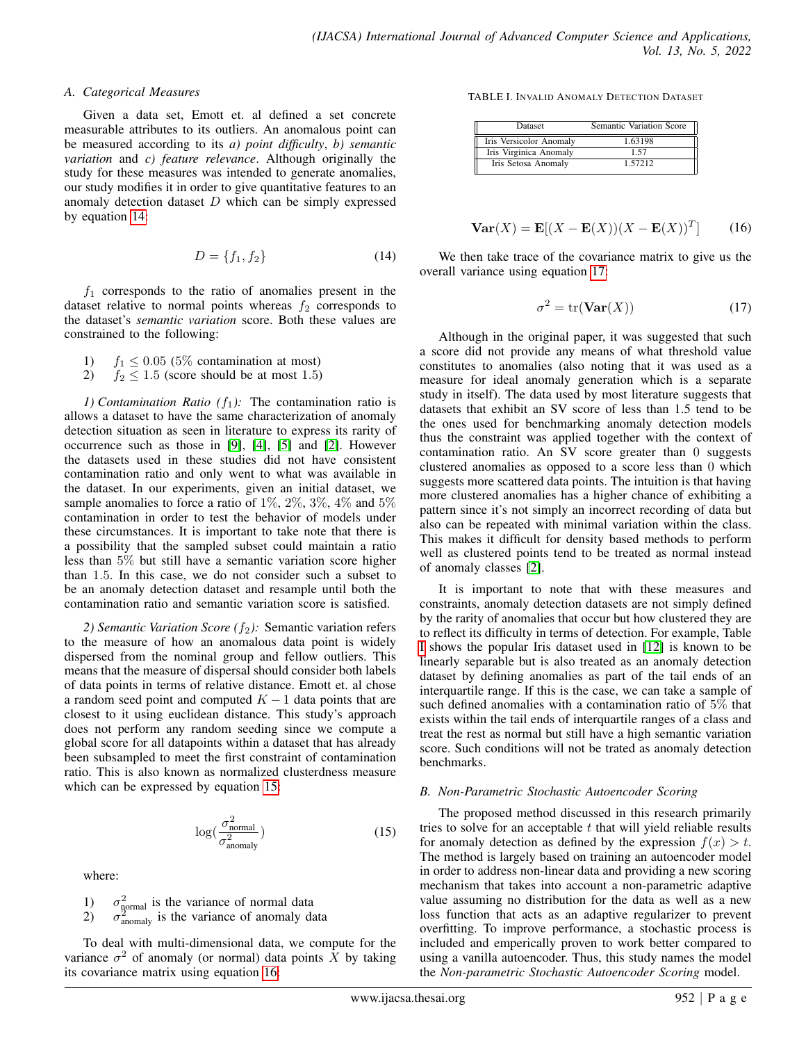### A. Categorical Measures

Given a data set, Emott et. al defined a set concrete measurable attributes to its outliers. An anomalous point can be measured according to its *a) point difficulty*, *b) semantic variation* and *c) feature relevance*. Although originally the study for these measures was intended to generate anomalies, our study modifies it in order to give quantitative features to an anomaly detection dataset $D$ which can be simply expressed by equation 14:

$$D = \{f_1, f_2\} \tag{14}$$

$f_1$ corresponds to the ratio of anomalies present in the dataset relative to normal points whereas $f_2$ corresponds to the dataset's *semantic variation* score. Both these values are constrained to the following:

1) $f_1 \leq 0.05$ ($5\%$ contamination at most)
2) $f_2 \leq 1.5$ (score should be at most $1.5$)

*1) Contamination Ratio ($f_1$):* The contamination ratio is allows a dataset to have the same characterization of anomaly detection situation as seen in literature to express its rarity of occurrence such as those in [9], [4], [5] and [2]. However the datasets used in these studies did not have consistent contamination ratio and only went to what was available in the dataset. In our experiments, given an initial dataset, we sample anomalies to force a ratio of $1\%$, $2\%$, $3\%$, $4\%$ and $5\%$ contamination in order to test the behavior of models under these circumstances. It is important to take note that there is a possibility that the sampled subset could maintain a ratio less than $5\%$ but still have a semantic variation score higher than $1.5$. In this case, we do not consider such a subset to be an anomaly detection dataset and resample until both the contamination ratio and semantic variation score is satisfied.

*2) Semantic Variation Score ($f_2$):* Semantic variation refers to the measure of how an anomalous data point is widely dispersed from the nominal group and fellow outliers. This means that the measure of dispersal should consider both labels of data points in terms of relative distance. Emott et. al chose a random seed point and computed $K - 1$ data points that are closest to it using euclidean distance. This study's approach does not perform any random seeding since we compute a global score for all datapoints within a dataset that has already been subsampled to meet the first constraint of contamination ratio. This is also known as normalized clusterdness measure which can be expressed by equation 15:

$$\log\left(\frac{\sigma^2_{\text{normal}}}{\sigma^2_{\text{anomaly}}}\right) \tag{15}$$

where:

1) $\sigma^2_{\text{normal}}$ is the variance of normal data
2) $\sigma^2_{\text{anomaly}}$ is the variance of anomaly data

To deal with multi-dimensional data, we compute for the variance $\sigma^2$ of anomaly (or normal) data points $X$ by taking its covariance matrix using equation 16:

TABLE I. Invalid Anomaly Detection Dataset

| Dataset | Semantic Variation Score |
|---|---|
| Iris Versicolor Anomaly | 1.63198 |
| Iris Virginica Anomaly | 1.57 |
| Iris Setosa Anomaly | 1.57212 |

$$\mathbf{Var}(X) = \mathbf{E}[(X - \mathbf{E}(X))(X - \mathbf{E}(X))^T] \tag{16}$$

We then take trace of the covariance matrix to give us the overall variance using equation 17:

$$\sigma^2 = \text{tr}(\mathbf{Var}(X)) \tag{17}$$

Although in the original paper, it was suggested that such a score did not provide any means of what threshold value constitutes to anomalies (also noting that it was used as a measure for ideal anomaly generation which is a separate study in itself). The data used by most literature suggests that datasets that exhibit an SV score of less than 1.5 tend to be the ones used for benchmarking anomaly detection models thus the constraint was applied together with the context of contamination ratio. An SV score greater than $0$ suggests clustered anomalies as opposed to a score less than $0$ which suggests more scattered data points. The intuition is that having more clustered anomalies has a higher chance of exhibiting a pattern since it's not simply an incorrect recording of data but also can be repeated with minimal variation within the class. This makes it difficult for density based methods to perform well as clustered points tend to be treated as normal instead of anomaly classes [2].

It is important to note that with these measures and constraints, anomaly detection datasets are not simply defined by the rarity of anomalies that occur but how clustered they are to reflect its difficulty in terms of detection. For example, Table I shows the popular Iris dataset used in [12] is known to be linearly separable but is also treated as an anomaly detection dataset by defining anomalies as part of the tail ends of an interquartile range. If this is the case, we can take a sample of such defined anomalies with a contamination ratio of $5\%$ that exists within the tail ends of interquartile ranges of a class and treat the rest as normal but still have a high semantic variation score. Such conditions will not be trated as anomaly detection benchmarks.

### B. Non-Parametric Stochastic Autoencoder Scoring

The proposed method discussed in this research primarily tries to solve for an acceptable $t$ that will yield reliable results for anomaly detection as defined by the expression $f(x) > t$. The method is largely based on training an autoencoder model in order to address non-linear data and providing a new scoring mechanism that takes into account a non-parametric adaptive value assuming no distribution for the data as well as a new loss function that acts as an adaptive regularizer to prevent overfitting. To improve performance, a stochastic process is included and emperically proven to work better compared to using a vanilla autoencoder. Thus, this study names the model the *Non-parametric Stochastic Autoencoder Scoring* model.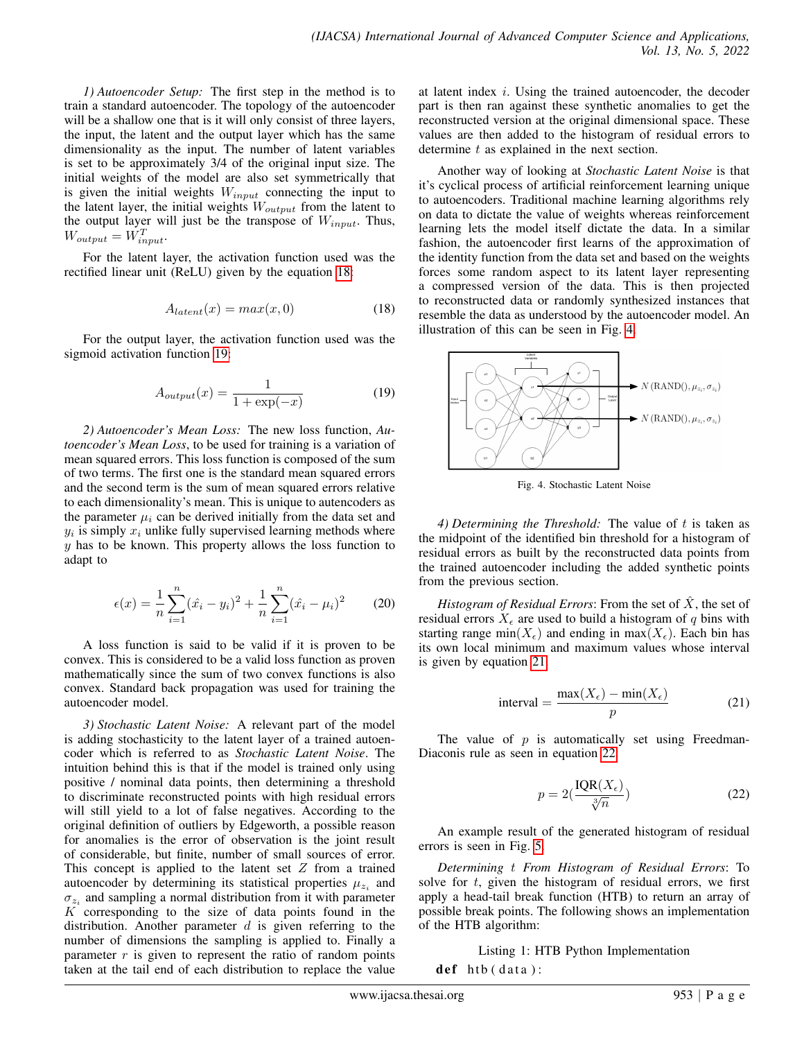*1) Autoencoder Setup:* The first step in the method is to train a standard autoencoder. The topology of the autoencoder will be a shallow one that is it will only consist of three layers, the input, the latent and the output layer which has the same dimensionality as the input. The number of latent variables is set to be approximately 3/4 of the original input size. The initial weights of the model are also set symmetrically that is given the initial weights $W_{input}$ connecting the input to the latent layer, the initial weights $W_{output}$ from the latent to the output layer will just be the transpose of $W_{input}$. Thus, $W_{output} = W_{input}^T$.

For the latent layer, the activation function used was the rectified linear unit (ReLU) given by the equation 18:

$$A_{latent}(x) = max(x, 0) \tag{18}$$

For the output layer, the activation function used was the sigmoid activation function 19:

$$A_{output}(x) = \frac{1}{1 + \exp(-x)} \tag{19}$$

*2) Autoencoder's Mean Loss:* The new loss function, *Autoencoder's Mean Loss*, to be used for training is a variation of mean squared errors. This loss function is composed of the sum of two terms. The first one is the standard mean squared errors and the second term is the sum of mean squared errors relative to each dimensionality's mean. This is unique to autencoders as the parameter $\mu_i$ can be derived initially from the data set and $y_i$ is simply $x_i$ unlike fully supervised learning methods where $y$ has to be known. This property allows the loss function to adapt to

$$\epsilon(x) = \frac{1}{n}\sum_{i=1}^{n}(\hat{x_i} - y_i)^2 + \frac{1}{n}\sum_{i=1}^{n}(\hat{x_i} - \mu_i)^2 \tag{20}$$

A loss function is said to be valid if it is proven to be convex. This is considered to be a valid loss function as proven mathematically since the sum of two convex functions is also convex. Standard back propagation was used for training the autoencoder model.

*3) Stochastic Latent Noise:* A relevant part of the model is adding stochasticity to the latent layer of a trained autoencoder which is referred to as *Stochastic Latent Noise*. The intuition behind this is that if the model is trained only using positive / nominal data points, then determining a threshold to discriminate reconstructed points with high residual errors will still yield to a lot of false negatives. According to the original definition of outliers by Edgeworth, a possible reason for anomalies is the error of observation is the joint result of considerable, but finite, number of small sources of error. This concept is applied to the latent set $Z$ from a trained autoencoder by determining its statistical properties $\mu_{z_i}$ and $\sigma_{z_i}$ and sampling a normal distribution from it with parameter $K$ corresponding to the size of data points found in the distribution. Another parameter $d$ is given referring to the number of dimensions the sampling is applied to. Finally a parameter $r$ is given to represent the ratio of random points taken at the tail end of each distribution to replace the value at latent index $i$. Using the trained autoencoder, the decoder part is then ran against these synthetic anomalies to get the reconstructed version at the original dimensional space. These values are then added to the histogram of residual errors to determine $t$ as explained in the next section.

Another way of looking at *Stochastic Latent Noise* is that it's cyclical process of artificial reinforcement learning unique to autoencoders. Traditional machine learning algorithms rely on data to dictate the value of weights whereas reinforcement learning lets the model itself dictate the data. In a similar fashion, the autoencoder first learns of the approximation of the identity function from the data set and based on the weights forces some random aspect to its latent layer representing a compressed version of the data. This is then projected to reconstructed data or randomly synthesized instances that resemble the data as understood by the autoencoder model. An illustration of this can be seen in Fig. 4.

Fig. 4. Stochastic Latent Noise

*4) Determining the Threshold:* The value of $t$ is taken as the midpoint of the identified bin threshold for a histogram of residual errors as built by the reconstructed data points from the trained autoencoder including the added synthetic points from the previous section.

*Histogram of Residual Errors*: From the set of $\hat{X}$, the set of residual errors $X_\epsilon$ are used to build a histogram of $q$ bins with starting range $\min(X_\epsilon)$ and ending in $\max(X_\epsilon)$. Each bin has its own local minimum and maximum values whose interval is given by equation 21.

$$\text{interval} = \frac{\max(X_\epsilon) - \min(X_\epsilon)}{p} \tag{21}$$

The value of $p$ is automatically set using Freedman-Diaconis rule as seen in equation 22.

$$p = 2(\frac{\text{IQR}(X_\epsilon)}{\sqrt[3]{n}}) \tag{22}$$

An example result of the generated histogram of residual errors is seen in Fig. 5.

*Determining $t$ From Histogram of Residual Errors*: To solve for $t$, given the histogram of residual errors, we first apply a head-tail break function (HTB) to return an array of possible break points. The following shows an implementation of the HTB algorithm:

Listing 1: HTB Python Implementation

```
def htb(data):
```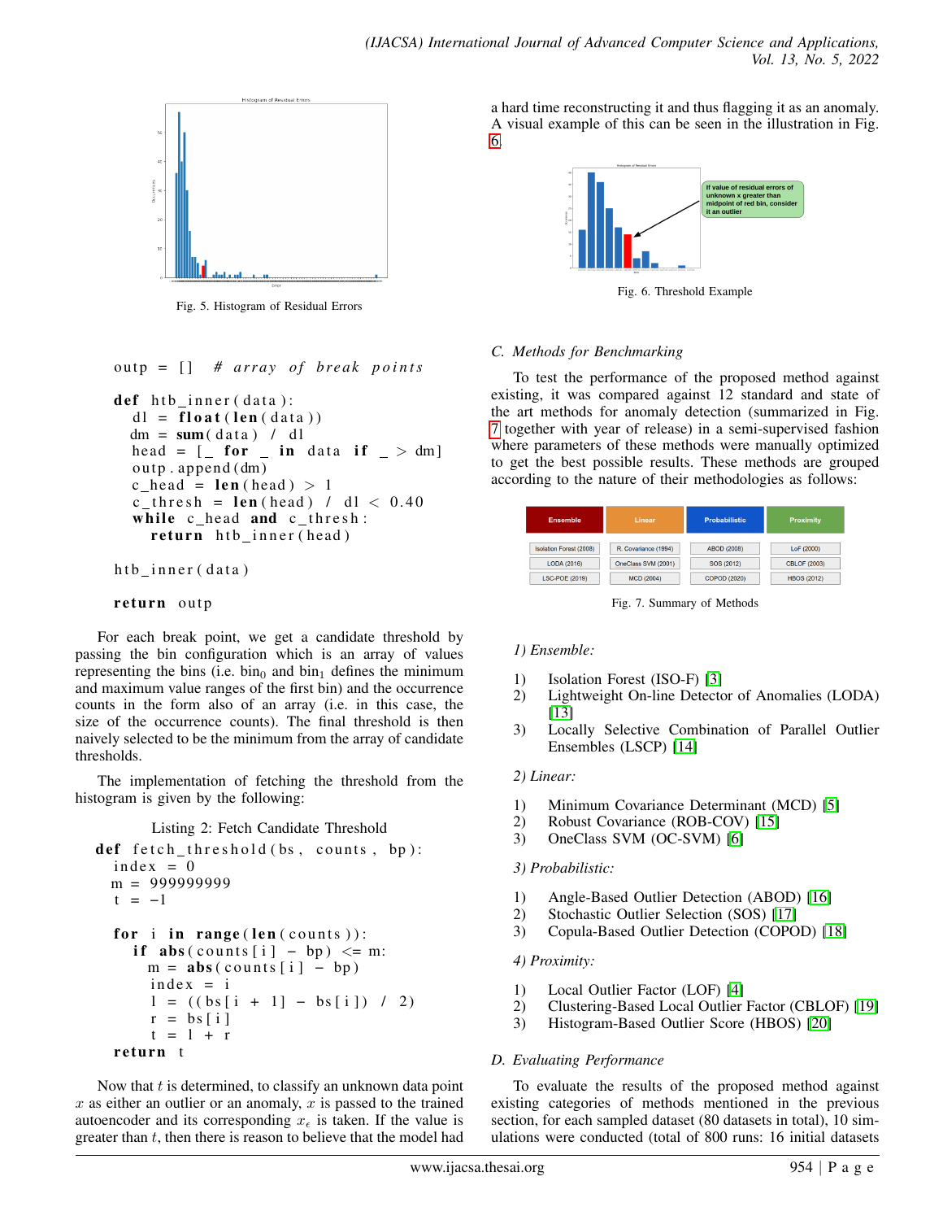Fig. 5. Histogram of Residual Errors

```
outp = []  # array of break points

def htb_inner(data):
    dl = float(len(data))
    dm = sum(data) / dl
    head = [_ for _ in data if _ > dm]
    outp.append(dm)
    c_head = len(head) > 1
    c_thresh = len(head) / dl < 0.40
    while c_head and c_thresh:
        return htb_inner(head)

htb_inner(data)

return outp
```

For each break point, we get a candidate threshold by passing the bin configuration which is an array of values representing the bins (i.e. $\text{bin}_0$ and $\text{bin}_1$ defines the minimum and maximum value ranges of the first bin) and the occurrence counts in the form also of an array (i.e. in this case, the size of the occurrence counts). The final threshold is then naively selected to be the minimum from the array of candidate thresholds.

The implementation of fetching the threshold from the histogram is given by the following:

Listing 2: Fetch Candidate Threshold

```
def fetch_threshold(bs, counts, bp):
    index = 0
    m = 999999999
    t = -1

    for i in range(len(counts)):
        if abs(counts[i] - bp) <= m:
            m = abs(counts[i] - bp)
            index = i
            l = ((bs[i + 1] - bs[i]) / 2)
            r = bs[i]
            t = l + r
    return t
```

Now that $t$ is determined, to classify an unknown data point $x$ as either an outlier or an anomaly, $x$ is passed to the trained autoencoder and its corresponding $x_\epsilon$ is taken. If the value is greater than $t$, then there is reason to believe that the model had a hard time reconstructing it and thus flagging it as an anomaly. A visual example of this can be seen in the illustration in Fig. 6.

Fig. 6. Threshold Example

### C. Methods for Benchmarking

To test the performance of the proposed method against existing, it was compared against 12 standard and state of the art methods for anomaly detection (summarized in Fig. 7 together with year of release) in a semi-supervised fashion where parameters of these methods were manually optimized to get the best possible results. These methods are grouped according to the nature of their methodologies as follows:

| Ensemble | Linear | Probabilistic | Proximity |
|---|---|---|---|
| Isolation Forest (2008) | R. Covariance (1994) | ABOD (2008) | LoF (2000) |
| LODA (2016) | OneClass SVM (2001) | SOS (2012) | CBLOF (2003) |
| LSC-POE (2019) | MCD (2004) | COPOD (2020) | HBOS (2012) |

Fig. 7. Summary of Methods

*1) Ensemble:*

1) Isolation Forest (ISO-F) [3]
2) Lightweight On-line Detector of Anomalies (LODA) [13]
3) Locally Selective Combination of Parallel Outlier Ensembles (LSCP) [14]

*2) Linear:*

1) Minimum Covariance Determinant (MCD) [5]
2) Robust Covariance (ROB-COV) [15]
3) OneClass SVM (OC-SVM) [6]

*3) Probabilistic:*

1) Angle-Based Outlier Detection (ABOD) [16]
2) Stochastic Outlier Selection (SOS) [17]
3) Copula-Based Outlier Detection (COPOD) [18]

*4) Proximity:*

1) Local Outlier Factor (LOF) [4]
2) Clustering-Based Local Outlier Factor (CBLOF) [19]
3) Histogram-Based Outlier Score (HBOS) [20]

### D. Evaluating Performance

To evaluate the results of the proposed method against existing categories of methods mentioned in the previous section, for each sampled dataset (80 datasets in total), 10 simulations were conducted (total of 800 runs: 16 initial datasets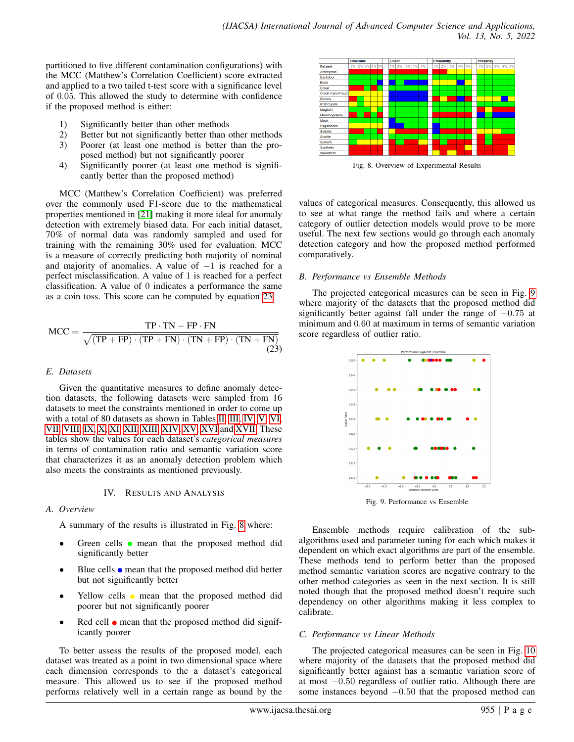partitioned to five different contamination configurations) with the MCC (Matthew's Correlation Coefficient) score extracted and applied to a two tailed t-test score with a significance level of 0.05. This allowed the study to determine with confidence if the proposed method is either:

1) Significantly better than other methods
2) Better but not significantly better than other methods
3) Poorer (at least one method is better than the proposed method) but not significantly poorer
4) Significantly poorer (at least one method is significantly better than the proposed method)

MCC (Matthew's Correlation Coefficient) was preferred over the commonly used F1-score due to the mathematical properties mentioned in [21] making it more ideal for anomaly detection with extremely biased data. For each initial dataset, 70% of normal data was randomly sampled and used for training with the remaining 30% used for evaluation. MCC is a measure of correctly predicting both majority of nominal and majority of anomalies. A value of $-1$ is reached for a perfect misclassification. A value of 1 is reached for a perfect classification. A value of 0 indicates a performance the same as a coin toss. This score can be computed by equation 23.

$$\text{MCC} = \frac{\text{TP} \cdot \text{TN} - \text{FP} \cdot \text{FN}}{\sqrt{(\text{TP} + \text{FP}) \cdot (\text{TP} + \text{FN}) \cdot (\text{TN} + \text{FP}) \cdot (\text{TN} + \text{FN})}} \tag{23}$$

### E. Datasets

Given the quantitative measures to define anomaly detection datasets, the following datasets were sampled from 16 datasets to meet the constraints mentioned in order to come up with a total of 80 datasets as shown in Tables II, III, IV, V, VI, VII, VIII, IX, X, XI, XII, XIII, XIV, XV, XVI and XVII. These tables show the values for each dataset's *categorical measures* in terms of contamination ratio and semantic variation score that characterizes it as an anomaly detection problem which also meets the constraints as mentioned previously.

## IV. Results and Analysis

### A. Overview

A summary of the results is illustrated in Fig. 8 where:

- Green cells ● mean that the proposed method did significantly better
- Blue cells ● mean that the proposed method did better but not significantly better
- Yellow cells ● mean that the proposed method did poorer but not significantly poorer
- Red cell ● mean that the proposed method did significantly poorer

To better assess the results of the proposed model, each dataset was treated as a point in two dimensional space where each dimension corresponds to the a dataset's categorical measure. This allowed us to see if the proposed method performs relatively well in a certain range as bound by the values of categorical measures. Consequently, this allowed us to see at what range the method fails and where a certain category of outlier detection models would prove to be more useful. The next few sections would go through each anomaly detection category and how the proposed method performed comparatively.

Fig. 8. Overview of Experimental Results

### B. Performance vs Ensemble Methods

The projected categorical measures can be seen in Fig. 9 where majority of the datasets that the proposed method did significantly better against fall under the range of $-0.75$ at minimum and 0.60 at maximum in terms of semantic variation score regardless of outlier ratio.

Fig. 9. Performance vs Ensemble

Ensemble methods require calibration of the sub-algorithms used and parameter tuning for each which makes it dependent on which exact algorithms are part of the ensemble. These methods tend to perform better than the proposed method semantic variation scores are negative contrary to the other method categories as seen in the next section. It is still noted though that the proposed method doesn't require such dependency on other algorithms making it less complex to calibrate.

### C. Performance vs Linear Methods

The projected categorical measures can be seen in Fig. 10 where majority of the datasets that the proposed method did significantly better against has a semantic variation score of at most $-0.50$ regardless of outlier ratio. Although there are some instances beyond $-0.50$ that the proposed method can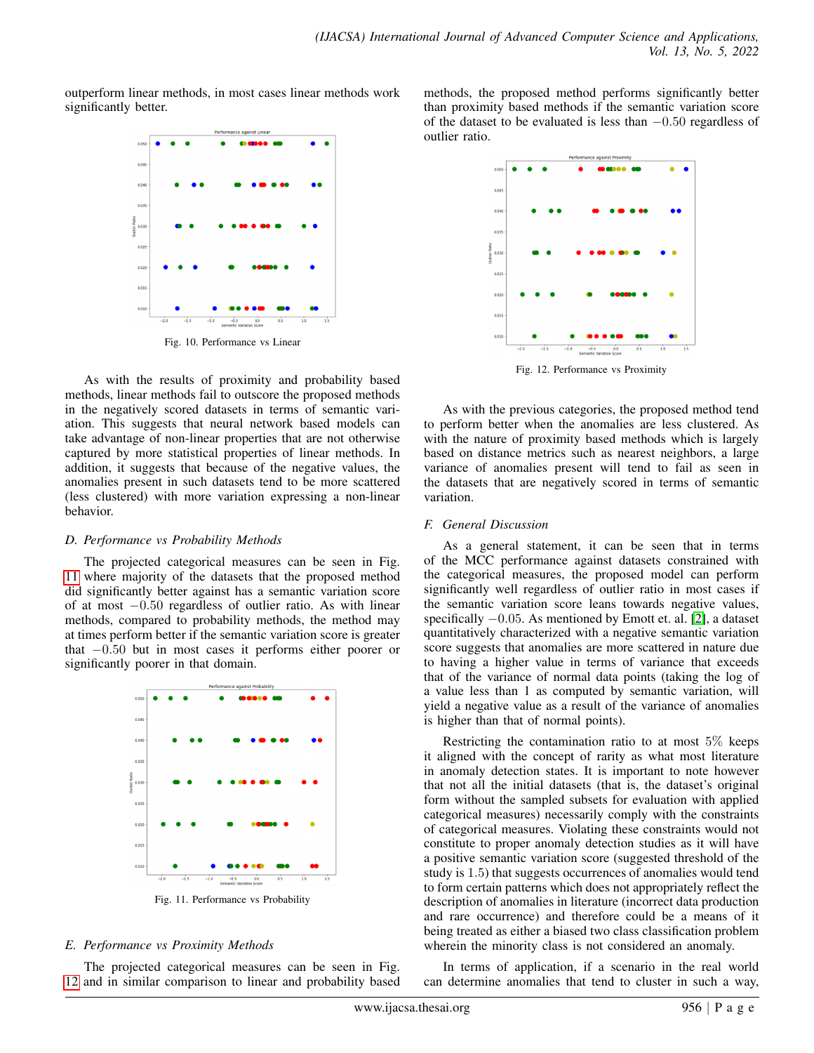outperform linear methods, in most cases linear methods work significantly better.

Fig. 10. Performance vs Linear

As with the results of proximity and probability based methods, linear methods fail to outscore the proposed methods in the negatively scored datasets in terms of semantic variation. This suggests that neural network based models can take advantage of non-linear properties that are not otherwise captured by more statistical properties of linear methods. In addition, it suggests that because of the negative values, the anomalies present in such datasets tend to be more scattered (less clustered) with more variation expressing a non-linear behavior.

### D. Performance vs Probability Methods

The projected categorical measures can be seen in Fig. 11 where majority of the datasets that the proposed method did significantly better against has a semantic variation score of at most $-0.50$ regardless of outlier ratio. As with linear methods, compared to probability methods, the method may at times perform better if the semantic variation score is greater that $-0.50$ but in most cases it performs either poorer or significantly poorer in that domain.

Fig. 11. Performance vs Probability

### E. Performance vs Proximity Methods

The projected categorical measures can be seen in Fig. 12 and in similar comparison to linear and probability based methods, the proposed method performs significantly better than proximity based methods if the semantic variation score of the dataset to be evaluated is less than $-0.50$ regardless of outlier ratio.

Fig. 12. Performance vs Proximity

As with the previous categories, the proposed method tend to perform better when the anomalies are less clustered. As with the nature of proximity based methods which is largely based on distance metrics such as nearest neighbors, a large variance of anomalies present will tend to fail as seen in the datasets that are negatively scored in terms of semantic variation.

### F. General Discussion

As a general statement, it can be seen that in terms of the MCC performance against datasets constrained with the categorical measures, the proposed model can perform significantly well regardless of outlier ratio in most cases if the semantic variation score leans towards negative values, specifically $-0.05$. As mentioned by Emott et. al. [2], a dataset quantitatively characterized with a negative semantic variation score suggests that anomalies are more scattered in nature due to having a higher value in terms of variance that exceeds that of the variance of normal data points (taking the log of a value less than 1 as computed by semantic variation, will yield a negative value as a result of the variance of anomalies is higher than that of normal points).

Restricting the contamination ratio to at most $5\%$ keeps it aligned with the concept of rarity as what most literature in anomaly detection states. It is important to note however that not all the initial datasets (that is, the dataset's original form without the sampled subsets for evaluation with applied categorical measures) necessarily comply with the constraints of categorical measures. Violating these constraints would not constitute to proper anomaly detection studies as it will have a positive semantic variation score (suggested threshold of the study is 1.5) that suggests occurrences of anomalies would tend to form certain patterns which does not appropriately reflect the description of anomalies in literature (incorrect data production and rare occurrence) and therefore could be a means of it being treated as either a biased two class classification problem wherein the minority class is not considered an anomaly.

In terms of application, if a scenario in the real world can determine anomalies that tend to cluster in such a way,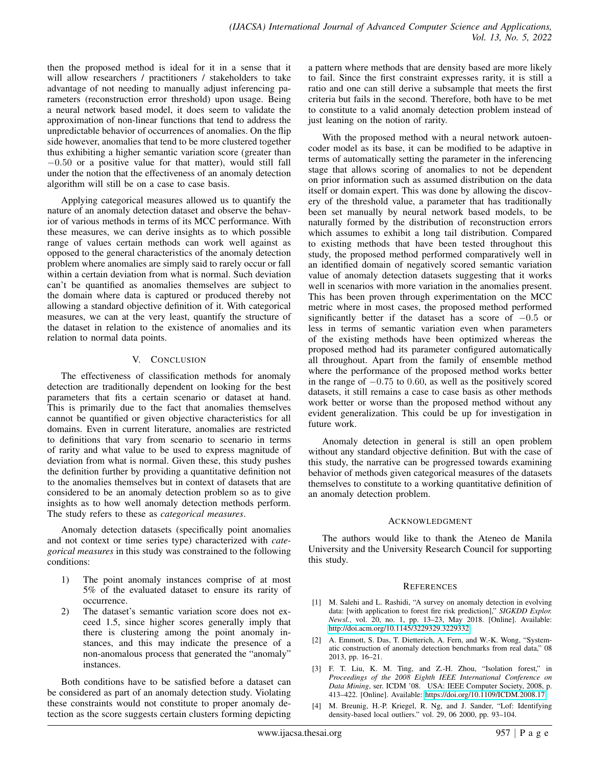then the proposed method is ideal for it in a sense that it will allow researchers / practitioners / stakeholders to take advantage of not needing to manually adjust inferencing parameters (reconstruction error threshold) upon usage. Being a neural network based model, it does seem to validate the approximation of non-linear functions that tend to address the unpredictable behavior of occurrences of anomalies. On the flip side however, anomalies that tend to be more clustered together thus exhibiting a higher semantic variation score (greater than $-0.50$ or a positive value for that matter), would still fall under the notion that the effectiveness of an anomaly detection algorithm will still be on a case to case basis.

Applying categorical measures allowed us to quantify the nature of an anomaly detection dataset and observe the behavior of various methods in terms of its MCC performance. With these measures, we can derive insights as to which possible range of values certain methods can work well against as opposed to the general characteristics of the anomaly detection problem where anomalies are simply said to rarely occur or fall within a certain deviation from what is normal. Such deviation can't be quantified as anomalies themselves are subject to the domain where data is captured or produced thereby not allowing a standard objective definition of it. With categorical measures, we can at the very least, quantify the structure of the dataset in relation to the existence of anomalies and its relation to normal data points.

## V. Conclusion

The effectiveness of classification methods for anomaly detection are traditionally dependent on looking for the best parameters that fits a certain scenario or dataset at hand. This is primarily due to the fact that anomalies themselves cannot be quantified or given objective characteristics for all domains. Even in current literature, anomalies are restricted to definitions that vary from scenario to scenario in terms of rarity and what value to be used to express magnitude of deviation from what is normal. Given these, this study pushes the definition further by providing a quantitative definition not to the anomalies themselves but in context of datasets that are considered to be an anomaly detection problem so as to give insights as to how well anomaly detection methods perform. The study refers to these as *categorical measures*.

Anomaly detection datasets (specifically point anomalies and not context or time series type) characterized with *categorical measures* in this study was constrained to the following conditions:

1) The point anomaly instances comprise of at most 5% of the evaluated dataset to ensure its rarity of occurrence.
2) The dataset's semantic variation score does not exceed 1.5, since higher scores generally imply that there is clustering among the point anomaly instances, and this may indicate the presence of a non-anomalous process that generated the "anomaly" instances.

Both conditions have to be satisfied before a dataset can be considered as part of an anomaly detection study. Violating these constraints would not constitute to proper anomaly detection as the score suggests certain clusters forming depicting a pattern where methods that are density based are more likely to fail. Since the first constraint expresses rarity, it is still a ratio and one can still derive a subsample that meets the first criteria but fails in the second. Therefore, both have to be met to constitute to a valid anomaly detection problem instead of just leaning on the notion of rarity.

With the proposed method with a neural network autoencoder model as its base, it can be modified to be adaptive in terms of automatically setting the parameter in the inferencing stage that allows scoring of anomalies to not be dependent on prior information such as assumed distribution on the data itself or domain expert. This was done by allowing the discovery of the threshold value, a parameter that has traditionally been set manually by neural network based models, to be naturally formed by the distribution of reconstruction errors which assumes to exhibit a long tail distribution. Compared to existing methods that have been tested throughout this study, the proposed method performed comparatively well in an identified domain of negatively scored semantic variation value of anomaly detection datasets suggesting that it works well in scenarios with more variation in the anomalies present. This has been proven through experimentation on the MCC metric where in most cases, the proposed method performed significantly better if the dataset has a score of $-0.5$ or less in terms of semantic variation even when parameters of the existing methods have been optimized whereas the proposed method had its parameter configured automatically all throughout. Apart from the family of ensemble method where the performance of the proposed method works better in the range of $-0.75$ to $0.60$, as well as the positively scored datasets, it still remains a case to case basis as other methods work better or worse than the proposed method without any evident generalization. This could be up for investigation in future work.

Anomaly detection in general is still an open problem without any standard objective definition. But with the case of this study, the narrative can be progressed towards examining behavior of methods given categorical measures of the datasets themselves to constitute to a working quantitative definition of an anomaly detection problem.

## Acknowledgment

The authors would like to thank the Ateneo de Manila University and the University Research Council for supporting this study.

## References

[1] M. Salehi and L. Rashidi, "A survey on anomaly detection in evolving data: [with application to forest fire risk prediction]," *SIGKDD Explor. Newsl.*, vol. 20, no. 1, pp. 13–23, May 2018. [Online]. Available: http://doi.acm.org/10.1145/3229329.3229332

[2] A. Emmott, S. Das, T. Dietterich, A. Fern, and W.-K. Wong, "Systematic construction of anomaly detection benchmarks from real data," 08 2013, pp. 16–21.

[3] F. T. Liu, K. M. Ting, and Z.-H. Zhou, "Isolation forest," in *Proceedings of the 2008 Eighth IEEE International Conference on Data Mining*, ser. ICDM '08. USA: IEEE Computer Society, 2008, p. 413–422. [Online]. Available: https://doi.org/10.1109/ICDM.2008.17

[4] M. Breunig, H.-P. Kriegel, R. Ng, and J. Sander, "Lof: Identifying density-based local outliers." vol. 29, 06 2000, pp. 93–104.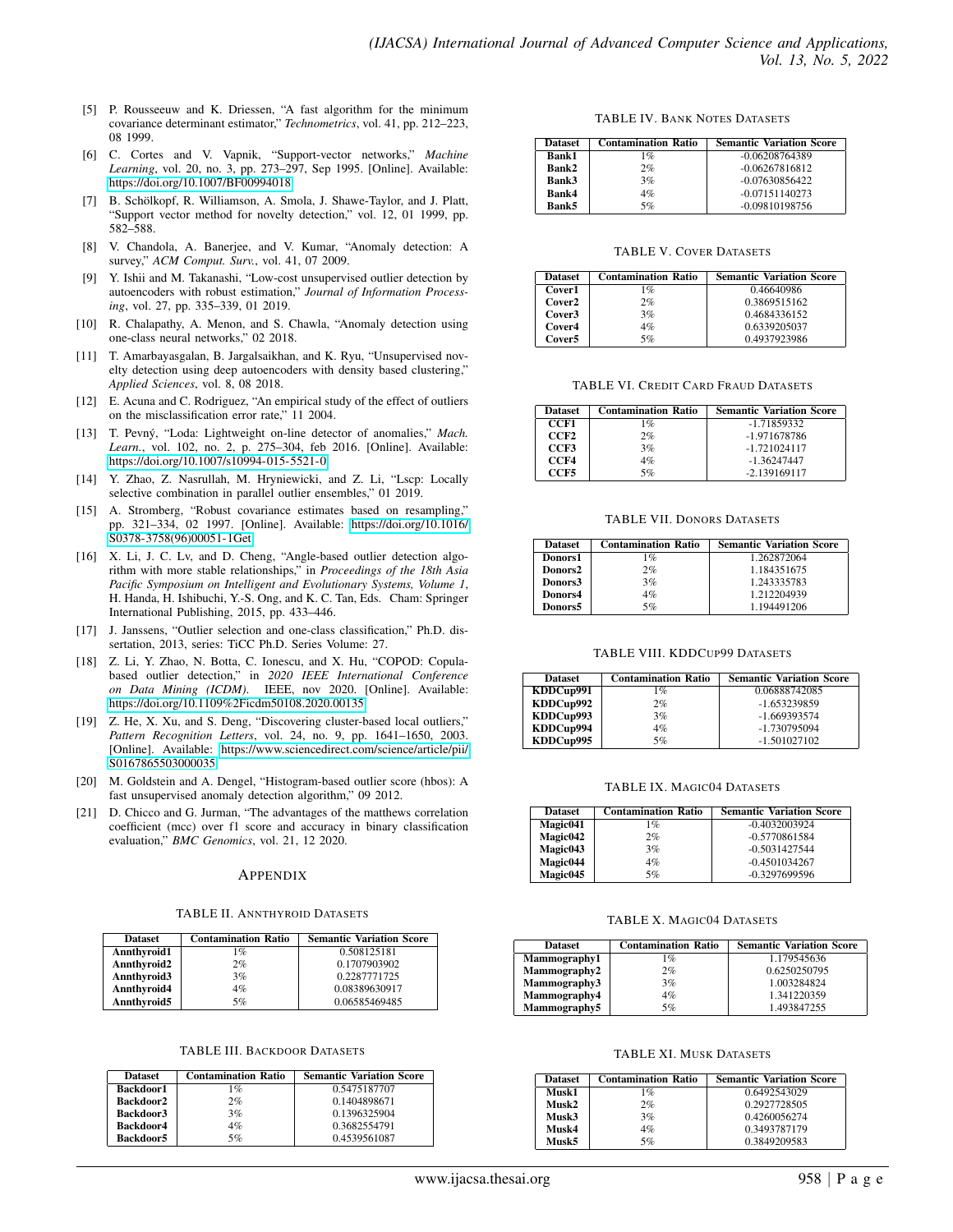[5] P. Rousseeuw and K. Driessen, "A fast algorithm for the minimum covariance determinant estimator," *Technometrics*, vol. 41, pp. 212–223, 08 1999.

[6] C. Cortes and V. Vapnik, "Support-vector networks," *Machine Learning*, vol. 20, no. 3, pp. 273–297, Sep 1995. [Online]. Available: https://doi.org/10.1007/BF00994018

[7] B. Schölkopf, R. Williamson, A. Smola, J. Shawe-Taylor, and J. Platt, "Support vector method for novelty detection," vol. 12, 01 1999, pp. 582–588.

[8] V. Chandola, A. Banerjee, and V. Kumar, "Anomaly detection: A survey," *ACM Comput. Surv.*, vol. 41, 07 2009.

[9] Y. Ishii and M. Takanashi, "Low-cost unsupervised outlier detection by autoencoders with robust estimation," *Journal of Information Processing*, vol. 27, pp. 335–339, 01 2019.

[10] R. Chalapathy, A. Menon, and S. Chawla, "Anomaly detection using one-class neural networks," 02 2018.

[11] T. Amarbayasgalan, B. Jargalsaikhan, and K. Ryu, "Unsupervised novelty detection using deep autoencoders with density based clustering," *Applied Sciences*, vol. 8, 08 2018.

[12] E. Acuna and C. Rodriguez, "An empirical study of the effect of outliers on the misclassification error rate," 11 2004.

[13] T. Pevný, "Loda: Lightweight on-line detector of anomalies," *Mach. Learn.*, vol. 102, no. 2, p. 275–304, feb 2016. [Online]. Available: https://doi.org/10.1007/s10994-015-5521-0

[14] Y. Zhao, Z. Nasrullah, M. Hryniewicki, and Z. Li, "Lscp: Locally selective combination in parallel outlier ensembles," 01 2019.

[15] A. Stromberg, "Robust covariance estimates based on resampling," pp. 321–334, 02 1997. [Online]. Available: https://doi.org/10.1016/S0378-3758(96)00051-1Get

[16] X. Li, J. C. Lv, and D. Cheng, "Angle-based outlier detection algorithm with more stable relationships," in *Proceedings of the 18th Asia Pacific Symposium on Intelligent and Evolutionary Systems, Volume 1*, H. Handa, H. Ishibuchi, Y.-S. Ong, and K. C. Tan, Eds. Cham: Springer International Publishing, 2015, pp. 433–446.

[17] J. Janssens, "Outlier selection and one-class classification," Ph.D. dissertation, 2013, series: TiCC Ph.D. Series Volume: 27.

[18] Z. Li, Y. Zhao, N. Botta, C. Ionescu, and X. Hu, "COPOD: Copula-based outlier detection," in *2020 IEEE International Conference on Data Mining (ICDM)*. IEEE, nov 2020. [Online]. Available: https://doi.org/10.1109%2Ficdm50108.2020.00135

[19] Z. He, X. Xu, and S. Deng, "Discovering cluster-based local outliers," *Pattern Recognition Letters*, vol. 24, no. 9, pp. 1641–1650, 2003. [Online]. Available: https://www.sciencedirect.com/science/article/pii/S0167865503000035

[20] M. Goldstein and A. Dengel, "Histogram-based outlier score (hbos): A fast unsupervised anomaly detection algorithm," 09 2012.

[21] D. Chicco and G. Jurman, "The advantages of the matthews correlation coefficient (mcc) over f1 score and accuracy in binary classification evaluation," *BMC Genomics*, vol. 21, 12 2020.

## APPENDIX

TABLE II. ANNTHYROID DATASETS

| Dataset | Contamination Ratio | Semantic Variation Score |
|---|---|---|
| **Annthyroid1** | 1% | 0.508125181 |
| **Annthyroid2** | 2% | 0.1707903902 |
| **Annthyroid3** | 3% | 0.2287771725 |
| **Annthyroid4** | 4% | 0.08389630917 |
| **Annthyroid5** | 5% | 0.06585469485 |

TABLE III. BACKDOOR DATASETS

| Dataset | Contamination Ratio | Semantic Variation Score |
|---|---|---|
| **Backdoor1** | 1% | 0.5475187707 |
| **Backdoor2** | 2% | 0.1404898671 |
| **Backdoor3** | 3% | 0.1396325904 |
| **Backdoor4** | 4% | 0.3682554791 |
| **Backdoor5** | 5% | 0.4539561087 |

TABLE IV. BANK NOTES DATASETS

| Dataset | Contamination Ratio | Semantic Variation Score |
|---|---|---|
| **Bank1** | 1% | -0.06208764389 |
| **Bank2** | 2% | -0.06267816812 |
| **Bank3** | 3% | -0.07630856422 |
| **Bank4** | 4% | -0.07151140273 |
| **Bank5** | 5% | -0.09810198756 |

TABLE V. COVER DATASETS

| Dataset | Contamination Ratio | Semantic Variation Score |
|---|---|---|
| **Cover1** | 1% | 0.46640986 |
| **Cover2** | 2% | 0.3869515162 |
| **Cover3** | 3% | 0.4684336152 |
| **Cover4** | 4% | 0.6339205037 |
| **Cover5** | 5% | 0.4937923986 |

TABLE VI. CREDIT CARD FRAUD DATASETS

| Dataset | Contamination Ratio | Semantic Variation Score |
|---|---|---|
| **CCF1** | 1% | -1.71859332 |
| **CCF2** | 2% | -1.971678786 |
| **CCF3** | 3% | -1.721024117 |
| **CCF4** | 4% | -1.36247447 |
| **CCF5** | 5% | -2.139169117 |

TABLE VII. DONORS DATASETS

| Dataset | Contamination Ratio | Semantic Variation Score |
|---|---|---|
| **Donors1** | 1% | 1.262872064 |
| **Donors2** | 2% | 1.184351675 |
| **Donors3** | 3% | 1.243335783 |
| **Donors4** | 4% | 1.212204939 |
| **Donors5** | 5% | 1.194491206 |

TABLE VIII. KDDCUP99 DATASETS

| Dataset | Contamination Ratio | Semantic Variation Score |
|---|---|---|
| **KDDCup991** | 1% | 0.06888742085 |
| **KDDCup992** | 2% | -1.653239859 |
| **KDDCup993** | 3% | -1.669393574 |
| **KDDCup994** | 4% | -1.730795094 |
| **KDDCup995** | 5% | -1.501027102 |

TABLE IX. MAGIC04 DATASETS

| Dataset | Contamination Ratio | Semantic Variation Score |
|---|---|---|
| **Magic041** | 1% | -0.4032003924 |
| **Magic042** | 2% | -0.5770861584 |
| **Magic043** | 3% | -0.5031427544 |
| **Magic044** | 4% | -0.4501034267 |
| **Magic045** | 5% | -0.3297699596 |

TABLE X. MAGIC04 DATASETS

| Dataset | Contamination Ratio | Semantic Variation Score |
|---|---|---|
| **Mammography1** | 1% | 1.179545636 |
| **Mammography2** | 2% | 0.6250250795 |
| **Mammography3** | 3% | 1.003284824 |
| **Mammography4** | 4% | 1.341220359 |
| **Mammography5** | 5% | 1.493847255 |

TABLE XI. MUSK DATASETS

| Dataset | Contamination Ratio | Semantic Variation Score |
|---|---|---|
| **Musk1** | 1% | 0.6492543029 |
| **Musk2** | 2% | 0.2927728505 |
| **Musk3** | 3% | 0.4260056274 |
| **Musk4** | 4% | 0.3493787179 |
| **Musk5** | 5% | 0.3849209583 |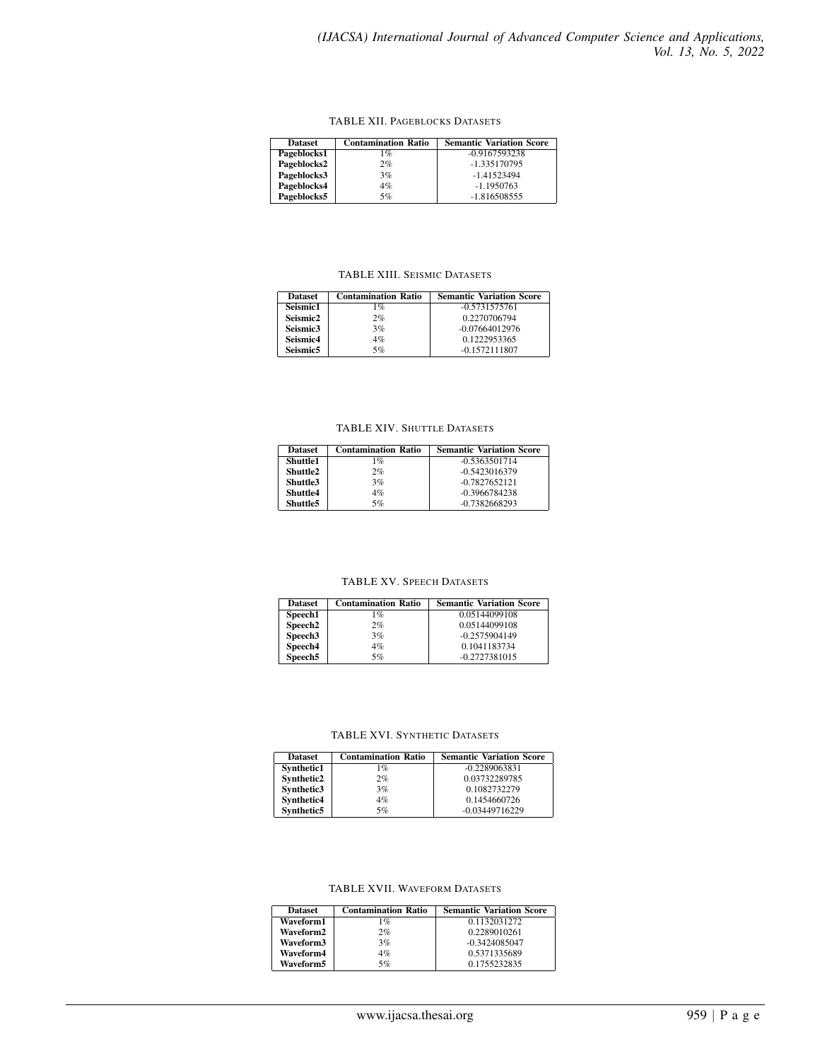TABLE XII. PAGEBLOCKS DATASETS

| Dataset | Contamination Ratio | Semantic Variation Score |
|---|---|---|
| **Pageblocks1** | 1% | -0.9167593238 |
| **Pageblocks2** | 2% | -1.335170795 |
| **Pageblocks3** | 3% | -1.41523494 |
| **Pageblocks4** | 4% | -1.1950763 |
| **Pageblocks5** | 5% | -1.816508555 |

TABLE XIII. SEISMIC DATASETS

| Dataset | Contamination Ratio | Semantic Variation Score |
|---|---|---|
| **Seismic1** | 1% | -0.5731575761 |
| **Seismic2** | 2% | 0.2270706794 |
| **Seismic3** | 3% | -0.07664012976 |
| **Seismic4** | 4% | 0.1222953365 |
| **Seismic5** | 5% | -0.1572111807 |

TABLE XIV. SHUTTLE DATASETS

| Dataset | Contamination Ratio | Semantic Variation Score |
|---|---|---|
| **Shuttle1** | 1% | -0.5363501714 |
| **Shuttle2** | 2% | -0.5423016379 |
| **Shuttle3** | 3% | -0.7827652121 |
| **Shuttle4** | 4% | -0.3966784238 |
| **Shuttle5** | 5% | -0.7382668293 |

TABLE XV. SPEECH DATASETS

| Dataset | Contamination Ratio | Semantic Variation Score |
|---|---|---|
| **Speech1** | 1% | 0.05144099108 |
| **Speech2** | 2% | 0.05144099108 |
| **Speech3** | 3% | -0.2575904149 |
| **Speech4** | 4% | 0.1041183734 |
| **Speech5** | 5% | -0.2727381015 |

TABLE XVI. SYNTHETIC DATASETS

| Dataset | Contamination Ratio | Semantic Variation Score |
|---|---|---|
| **Synthetic1** | 1% | -0.2289063831 |
| **Synthetic2** | 2% | 0.03732289785 |
| **Synthetic3** | 3% | 0.1082732279 |
| **Synthetic4** | 4% | 0.1454660726 |
| **Synthetic5** | 5% | -0.03449716229 |

TABLE XVII. WAVEFORM DATASETS

| Dataset | Contamination Ratio | Semantic Variation Score |
|---|---|---|
| **Waveform1** | 1% | 0.1132031272 |
| **Waveform2** | 2% | 0.2289010261 |
| **Waveform3** | 3% | -0.3424085047 |
| **Waveform4** | 4% | 0.5371335689 |
| **Waveform5** | 5% | 0.1755232835 |